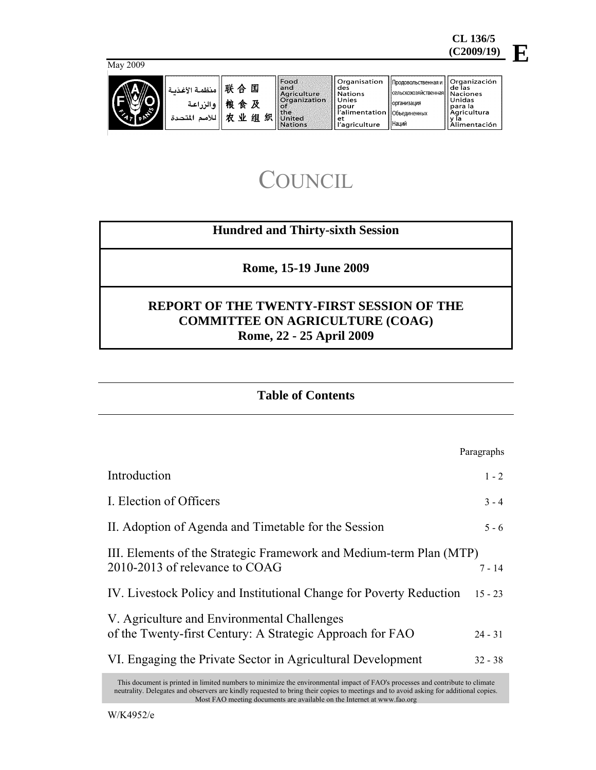CL 136/5
(C2009/19)

E

May 2009

منظمة الأغذية والزراعة للأمم المتحدة | 联合国粮食及农业组织 | Food and Agriculture Organization of the United Nations | Organisation des Nations Unies pour l'alimentation et l'agriculture | Продовольственная и сельскохозяйственная организация Объединенных Наций | Organización de las Naciones Unidas para la Agricultura y la Alimentación

# COUNCIL

## Hundred and Thirty-sixth Session

**Rome, 15-19 June 2009**

## REPORT OF THE TWENTY-FIRST SESSION OF THE COMMITTEE ON AGRICULTURE (COAG)
**Rome, 22 - 25 April 2009**

## Table of Contents

| | Paragraphs |
|---|---|
| Introduction | 1 - 2 |
| I. Election of Officers | 3 - 4 |
| II. Adoption of Agenda and Timetable for the Session | 5 - 6 |
| III. Elements of the Strategic Framework and Medium-term Plan (MTP) 2010-2013 of relevance to COAG | 7 - 14 |
| IV. Livestock Policy and Institutional Change for Poverty Reduction | 15 - 23 |
| V. Agriculture and Environmental Challenges of the Twenty-first Century: A Strategic Approach for FAO | 24 - 31 |
| VI. Engaging the Private Sector in Agricultural Development | 32 - 38 |

This document is printed in limited numbers to minimize the environmental impact of FAO's processes and contribute to climate neutrality. Delegates and observers are kindly requested to bring their copies to meetings and to avoid asking for additional copies. Most FAO meeting documents are available on the Internet at www.fao.org

W/K4952/e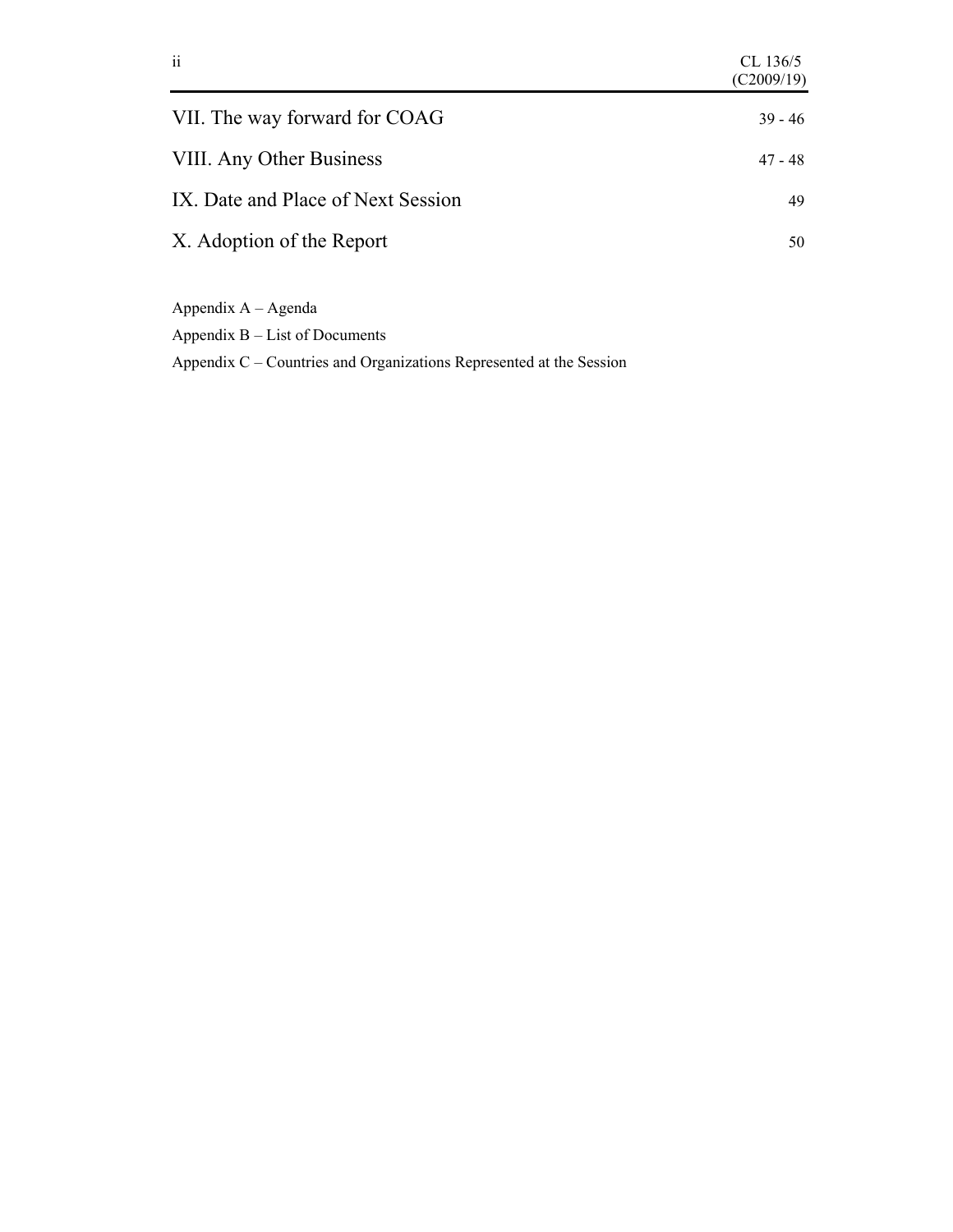| | |
|---|---|
| VII. The way forward for COAG | 39 - 46 |
| VIII. Any Other Business | 47 - 48 |
| IX. Date and Place of Next Session | 49 |
| X. Adoption of the Report | 50 |

Appendix A – Agenda

Appendix B – List of Documents

Appendix C – Countries and Organizations Represented at the Session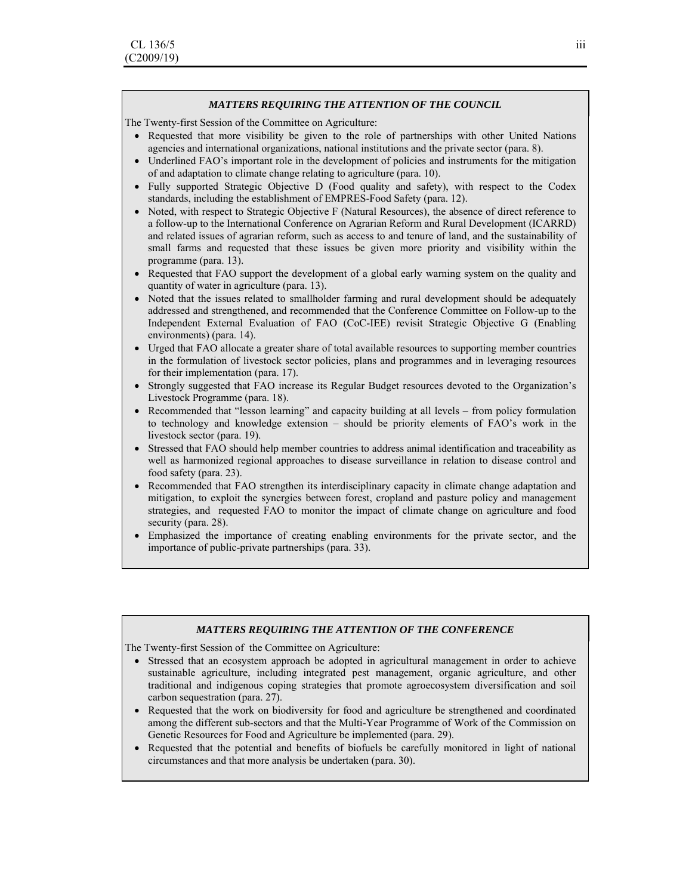### *MATTERS REQUIRING THE ATTENTION OF THE COUNCIL*

The Twenty-first Session of the Committee on Agriculture:

- Requested that more visibility be given to the role of partnerships with other United Nations agencies and international organizations, national institutions and the private sector (para. 8).
- Underlined FAO's important role in the development of policies and instruments for the mitigation of and adaptation to climate change relating to agriculture (para. 10).
- Fully supported Strategic Objective D (Food quality and safety), with respect to the Codex standards, including the establishment of EMPRES-Food Safety (para. 12).
- Noted, with respect to Strategic Objective F (Natural Resources), the absence of direct reference to a follow-up to the International Conference on Agrarian Reform and Rural Development (ICARRD) and related issues of agrarian reform, such as access to and tenure of land, and the sustainability of small farms and requested that these issues be given more priority and visibility within the programme (para. 13).
- Requested that FAO support the development of a global early warning system on the quality and quantity of water in agriculture (para. 13).
- Noted that the issues related to smallholder farming and rural development should be adequately addressed and strengthened, and recommended that the Conference Committee on Follow-up to the Independent External Evaluation of FAO (CoC-IEE) revisit Strategic Objective G (Enabling environments) (para. 14).
- Urged that FAO allocate a greater share of total available resources to supporting member countries in the formulation of livestock sector policies, plans and programmes and in leveraging resources for their implementation (para. 17).
- Strongly suggested that FAO increase its Regular Budget resources devoted to the Organization's Livestock Programme (para. 18).
- Recommended that "lesson learning" and capacity building at all levels – from policy formulation to technology and knowledge extension – should be priority elements of FAO's work in the livestock sector (para. 19).
- Stressed that FAO should help member countries to address animal identification and traceability as well as harmonized regional approaches to disease surveillance in relation to disease control and food safety (para. 23).
- Recommended that FAO strengthen its interdisciplinary capacity in climate change adaptation and mitigation, to exploit the synergies between forest, cropland and pasture policy and management strategies, and requested FAO to monitor the impact of climate change on agriculture and food security (para. 28).
- Emphasized the importance of creating enabling environments for the private sector, and the importance of public-private partnerships (para. 33).

### *MATTERS REQUIRING THE ATTENTION OF THE CONFERENCE*

The Twenty-first Session of the Committee on Agriculture:

- Stressed that an ecosystem approach be adopted in agricultural management in order to achieve sustainable agriculture, including integrated pest management, organic agriculture, and other traditional and indigenous coping strategies that promote agroecosystem diversification and soil carbon sequestration (para. 27).
- Requested that the work on biodiversity for food and agriculture be strengthened and coordinated among the different sub-sectors and that the Multi-Year Programme of Work of the Commission on Genetic Resources for Food and Agriculture be implemented (para. 29).
- Requested that the potential and benefits of biofuels be carefully monitored in light of national circumstances and that more analysis be undertaken (para. 30).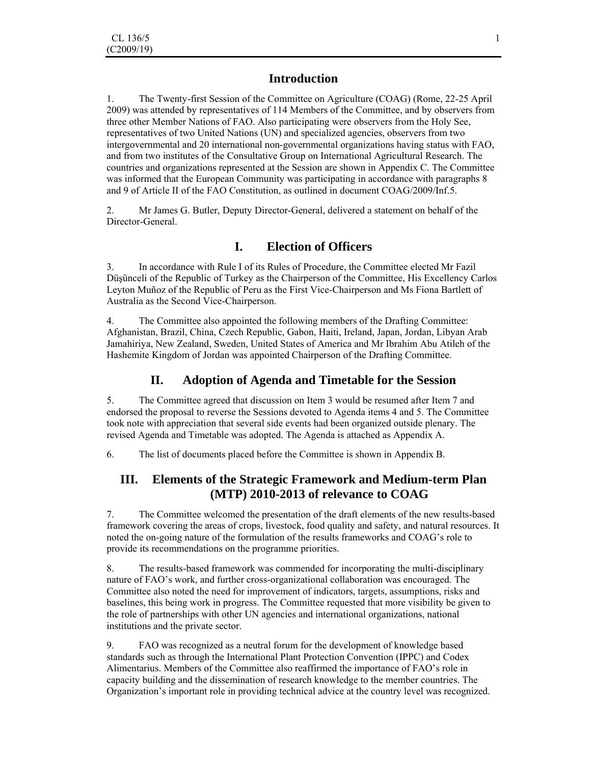## Introduction

1. The Twenty-first Session of the Committee on Agriculture (COAG) (Rome, 22-25 April 2009) was attended by representatives of 114 Members of the Committee, and by observers from three other Member Nations of FAO. Also participating were observers from the Holy See, representatives of two United Nations (UN) and specialized agencies, observers from two intergovernmental and 20 international non-governmental organizations having status with FAO, and from two institutes of the Consultative Group on International Agricultural Research. The countries and organizations represented at the Session are shown in Appendix C. The Committee was informed that the European Community was participating in accordance with paragraphs 8 and 9 of Article II of the FAO Constitution, as outlined in document COAG/2009/Inf.5.

2. Mr James G. Butler, Deputy Director-General, delivered a statement on behalf of the Director-General.

## I. Election of Officers

3. In accordance with Rule I of its Rules of Procedure, the Committee elected Mr Fazil Düşünceli of the Republic of Turkey as the Chairperson of the Committee, His Excellency Carlos Leyton Muñoz of the Republic of Peru as the First Vice-Chairperson and Ms Fiona Bartlett of Australia as the Second Vice-Chairperson.

4. The Committee also appointed the following members of the Drafting Committee: Afghanistan, Brazil, China, Czech Republic, Gabon, Haiti, Ireland, Japan, Jordan, Libyan Arab Jamahiriya, New Zealand, Sweden, United States of America and Mr Ibrahim Abu Atileh of the Hashemite Kingdom of Jordan was appointed Chairperson of the Drafting Committee.

## II. Adoption of Agenda and Timetable for the Session

5. The Committee agreed that discussion on Item 3 would be resumed after Item 7 and endorsed the proposal to reverse the Sessions devoted to Agenda items 4 and 5. The Committee took note with appreciation that several side events had been organized outside plenary. The revised Agenda and Timetable was adopted. The Agenda is attached as Appendix A.

6. The list of documents placed before the Committee is shown in Appendix B.

## III. Elements of the Strategic Framework and Medium-term Plan (MTP) 2010-2013 of relevance to COAG

7. The Committee welcomed the presentation of the draft elements of the new results-based framework covering the areas of crops, livestock, food quality and safety, and natural resources. It noted the on-going nature of the formulation of the results frameworks and COAG's role to provide its recommendations on the programme priorities.

8. The results-based framework was commended for incorporating the multi-disciplinary nature of FAO's work, and further cross-organizational collaboration was encouraged. The Committee also noted the need for improvement of indicators, targets, assumptions, risks and baselines, this being work in progress. The Committee requested that more visibility be given to the role of partnerships with other UN agencies and international organizations, national institutions and the private sector.

9. FAO was recognized as a neutral forum for the development of knowledge based standards such as through the International Plant Protection Convention (IPPC) and Codex Alimentarius. Members of the Committee also reaffirmed the importance of FAO's role in capacity building and the dissemination of research knowledge to the member countries. The Organization's important role in providing technical advice at the country level was recognized.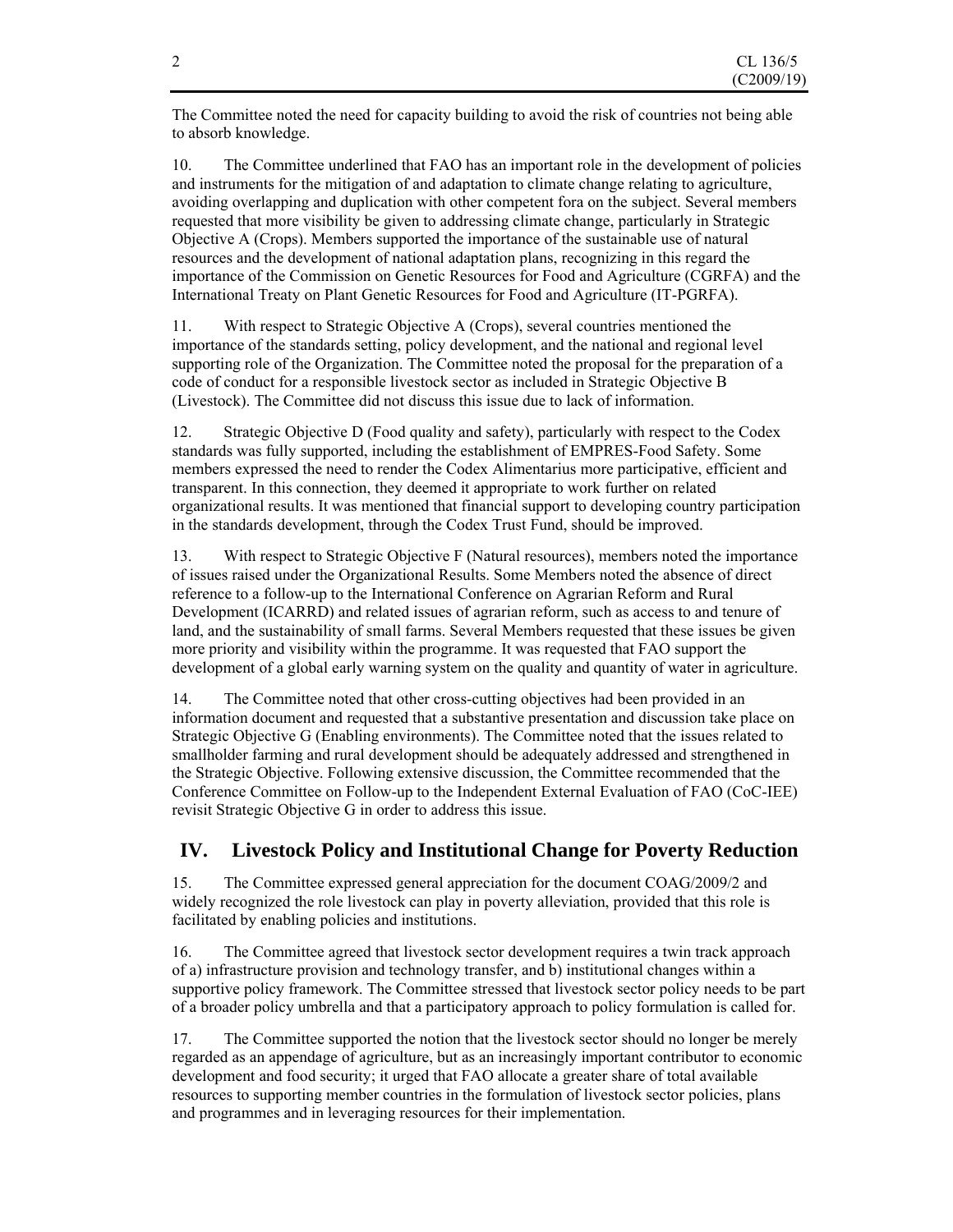The Committee noted the need for capacity building to avoid the risk of countries not being able to absorb knowledge.

10. The Committee underlined that FAO has an important role in the development of policies and instruments for the mitigation of and adaptation to climate change relating to agriculture, avoiding overlapping and duplication with other competent fora on the subject. Several members requested that more visibility be given to addressing climate change, particularly in Strategic Objective A (Crops). Members supported the importance of the sustainable use of natural resources and the development of national adaptation plans, recognizing in this regard the importance of the Commission on Genetic Resources for Food and Agriculture (CGRFA) and the International Treaty on Plant Genetic Resources for Food and Agriculture (IT-PGRFA).

11. With respect to Strategic Objective A (Crops), several countries mentioned the importance of the standards setting, policy development, and the national and regional level supporting role of the Organization. The Committee noted the proposal for the preparation of a code of conduct for a responsible livestock sector as included in Strategic Objective B (Livestock). The Committee did not discuss this issue due to lack of information.

12. Strategic Objective D (Food quality and safety), particularly with respect to the Codex standards was fully supported, including the establishment of EMPRES-Food Safety. Some members expressed the need to render the Codex Alimentarius more participative, efficient and transparent. In this connection, they deemed it appropriate to work further on related organizational results. It was mentioned that financial support to developing country participation in the standards development, through the Codex Trust Fund, should be improved.

13. With respect to Strategic Objective F (Natural resources), members noted the importance of issues raised under the Organizational Results. Some Members noted the absence of direct reference to a follow-up to the International Conference on Agrarian Reform and Rural Development (ICARRD) and related issues of agrarian reform, such as access to and tenure of land, and the sustainability of small farms. Several Members requested that these issues be given more priority and visibility within the programme. It was requested that FAO support the development of a global early warning system on the quality and quantity of water in agriculture.

14. The Committee noted that other cross-cutting objectives had been provided in an information document and requested that a substantive presentation and discussion take place on Strategic Objective G (Enabling environments). The Committee noted that the issues related to smallholder farming and rural development should be adequately addressed and strengthened in the Strategic Objective. Following extensive discussion, the Committee recommended that the Conference Committee on Follow-up to the Independent External Evaluation of FAO (CoC-IEE) revisit Strategic Objective G in order to address this issue.

## IV. Livestock Policy and Institutional Change for Poverty Reduction

15. The Committee expressed general appreciation for the document COAG/2009/2 and widely recognized the role livestock can play in poverty alleviation, provided that this role is facilitated by enabling policies and institutions.

16. The Committee agreed that livestock sector development requires a twin track approach of a) infrastructure provision and technology transfer, and b) institutional changes within a supportive policy framework. The Committee stressed that livestock sector policy needs to be part of a broader policy umbrella and that a participatory approach to policy formulation is called for.

17. The Committee supported the notion that the livestock sector should no longer be merely regarded as an appendage of agriculture, but as an increasingly important contributor to economic development and food security; it urged that FAO allocate a greater share of total available resources to supporting member countries in the formulation of livestock sector policies, plans and programmes and in leveraging resources for their implementation.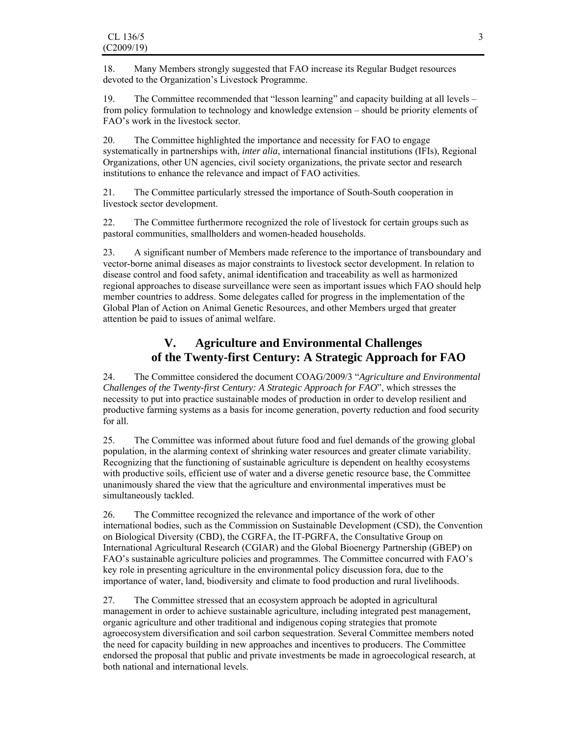18. Many Members strongly suggested that FAO increase its Regular Budget resources devoted to the Organization's Livestock Programme.

19. The Committee recommended that "lesson learning" and capacity building at all levels – from policy formulation to technology and knowledge extension – should be priority elements of FAO's work in the livestock sector.

20. The Committee highlighted the importance and necessity for FAO to engage systematically in partnerships with, *inter alia*, international financial institutions (IFIs), Regional Organizations, other UN agencies, civil society organizations, the private sector and research institutions to enhance the relevance and impact of FAO activities.

21. The Committee particularly stressed the importance of South-South cooperation in livestock sector development.

22. The Committee furthermore recognized the role of livestock for certain groups such as pastoral communities, smallholders and women-headed households.

23. A significant number of Members made reference to the importance of transboundary and vector-borne animal diseases as major constraints to livestock sector development. In relation to disease control and food safety, animal identification and traceability as well as harmonized regional approaches to disease surveillance were seen as important issues which FAO should help member countries to address. Some delegates called for progress in the implementation of the Global Plan of Action on Animal Genetic Resources, and other Members urged that greater attention be paid to issues of animal welfare.

## V. Agriculture and Environmental Challenges of the Twenty-first Century: A Strategic Approach for FAO

24. The Committee considered the document COAG/2009/3 "*Agriculture and Environmental Challenges of the Twenty-first Century: A Strategic Approach for FAO*", which stresses the necessity to put into practice sustainable modes of production in order to develop resilient and productive farming systems as a basis for income generation, poverty reduction and food security for all.

25. The Committee was informed about future food and fuel demands of the growing global population, in the alarming context of shrinking water resources and greater climate variability. Recognizing that the functioning of sustainable agriculture is dependent on healthy ecosystems with productive soils, efficient use of water and a diverse genetic resource base, the Committee unanimously shared the view that the agriculture and environmental imperatives must be simultaneously tackled.

26. The Committee recognized the relevance and importance of the work of other international bodies, such as the Commission on Sustainable Development (CSD), the Convention on Biological Diversity (CBD), the CGRFA, the IT-PGRFA, the Consultative Group on International Agricultural Research (CGIAR) and the Global Bioenergy Partnership (GBEP) on FAO's sustainable agriculture policies and programmes. The Committee concurred with FAO's key role in presenting agriculture in the environmental policy discussion fora, due to the importance of water, land, biodiversity and climate to food production and rural livelihoods.

27. The Committee stressed that an ecosystem approach be adopted in agricultural management in order to achieve sustainable agriculture, including integrated pest management, organic agriculture and other traditional and indigenous coping strategies that promote agroecosystem diversification and soil carbon sequestration. Several Committee members noted the need for capacity building in new approaches and incentives to producers. The Committee endorsed the proposal that public and private investments be made in agroecological research, at both national and international levels.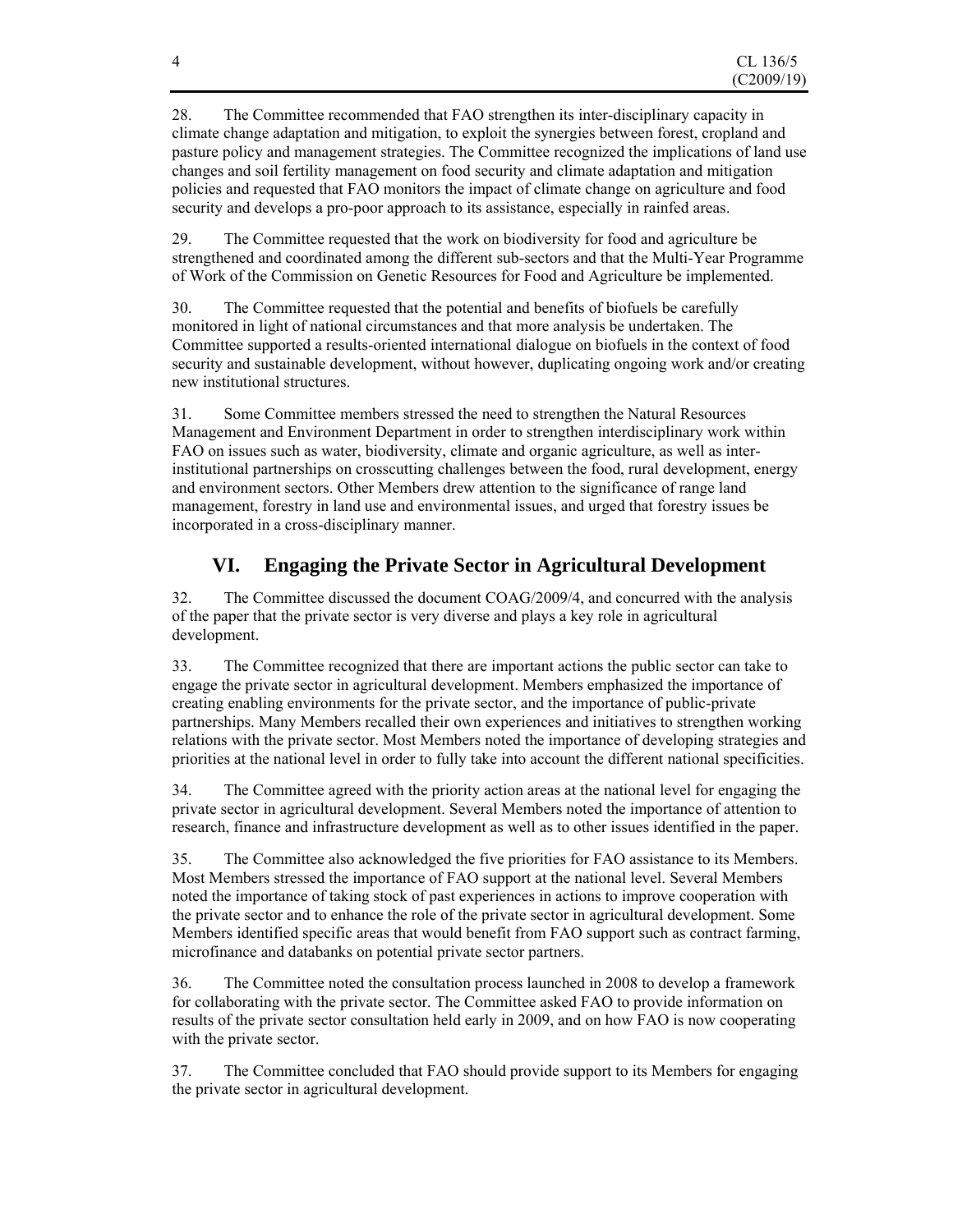28. The Committee recommended that FAO strengthen its inter-disciplinary capacity in climate change adaptation and mitigation, to exploit the synergies between forest, cropland and pasture policy and management strategies. The Committee recognized the implications of land use changes and soil fertility management on food security and climate adaptation and mitigation policies and requested that FAO monitors the impact of climate change on agriculture and food security and develops a pro-poor approach to its assistance, especially in rainfed areas.

29. The Committee requested that the work on biodiversity for food and agriculture be strengthened and coordinated among the different sub-sectors and that the Multi-Year Programme of Work of the Commission on Genetic Resources for Food and Agriculture be implemented.

30. The Committee requested that the potential and benefits of biofuels be carefully monitored in light of national circumstances and that more analysis be undertaken. The Committee supported a results-oriented international dialogue on biofuels in the context of food security and sustainable development, without however, duplicating ongoing work and/or creating new institutional structures.

31. Some Committee members stressed the need to strengthen the Natural Resources Management and Environment Department in order to strengthen interdisciplinary work within FAO on issues such as water, biodiversity, climate and organic agriculture, as well as inter-institutional partnerships on crosscutting challenges between the food, rural development, energy and environment sectors. Other Members drew attention to the significance of range land management, forestry in land use and environmental issues, and urged that forestry issues be incorporated in a cross-disciplinary manner.

## VI. Engaging the Private Sector in Agricultural Development

32. The Committee discussed the document COAG/2009/4, and concurred with the analysis of the paper that the private sector is very diverse and plays a key role in agricultural development.

33. The Committee recognized that there are important actions the public sector can take to engage the private sector in agricultural development. Members emphasized the importance of creating enabling environments for the private sector, and the importance of public-private partnerships. Many Members recalled their own experiences and initiatives to strengthen working relations with the private sector. Most Members noted the importance of developing strategies and priorities at the national level in order to fully take into account the different national specificities.

34. The Committee agreed with the priority action areas at the national level for engaging the private sector in agricultural development. Several Members noted the importance of attention to research, finance and infrastructure development as well as to other issues identified in the paper.

35. The Committee also acknowledged the five priorities for FAO assistance to its Members. Most Members stressed the importance of FAO support at the national level. Several Members noted the importance of taking stock of past experiences in actions to improve cooperation with the private sector and to enhance the role of the private sector in agricultural development. Some Members identified specific areas that would benefit from FAO support such as contract farming, microfinance and databanks on potential private sector partners.

36. The Committee noted the consultation process launched in 2008 to develop a framework for collaborating with the private sector. The Committee asked FAO to provide information on results of the private sector consultation held early in 2009, and on how FAO is now cooperating with the private sector.

37. The Committee concluded that FAO should provide support to its Members for engaging the private sector in agricultural development.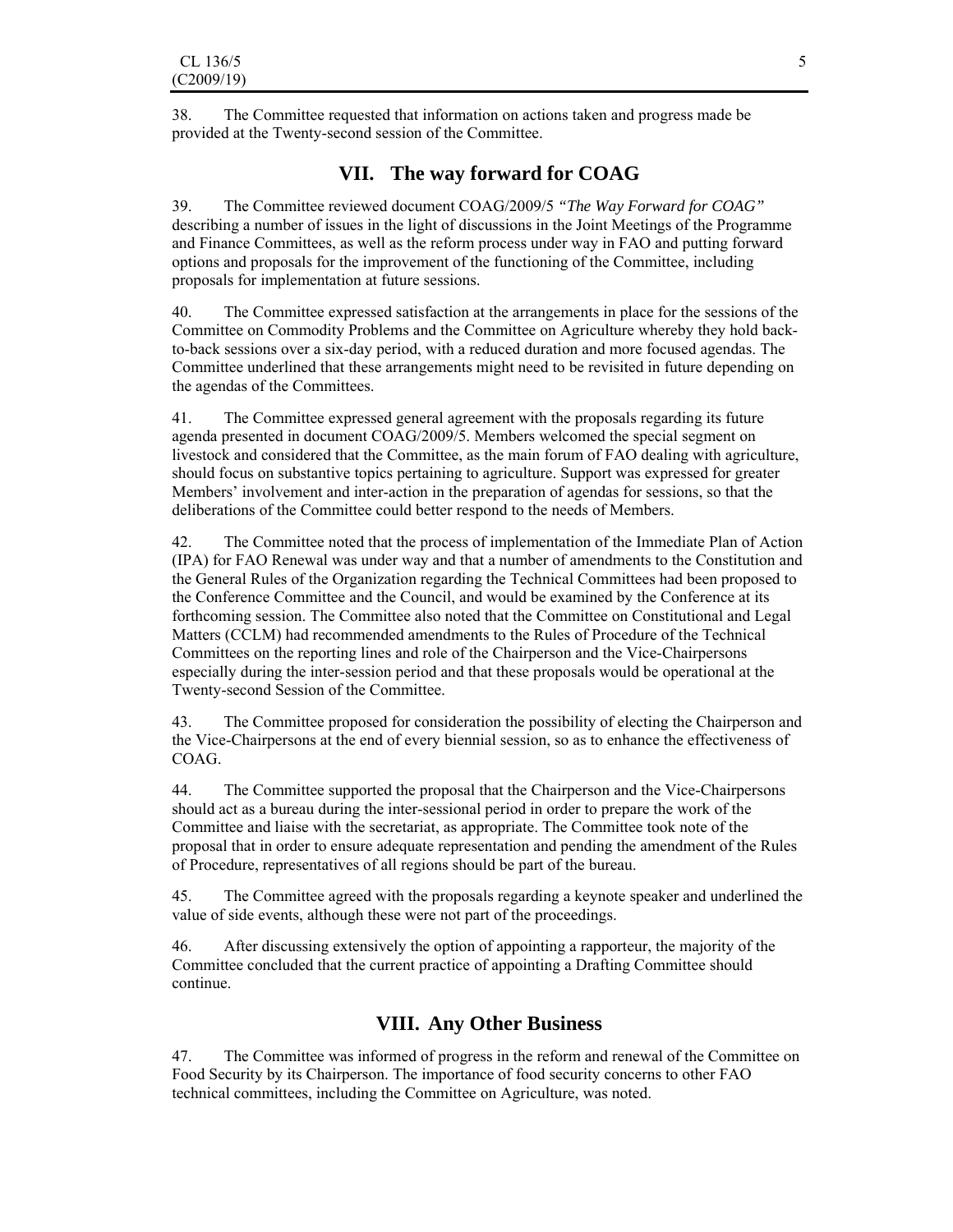38. The Committee requested that information on actions taken and progress made be provided at the Twenty-second session of the Committee.

## VII. The way forward for COAG

39. The Committee reviewed document COAG/2009/5 *"The Way Forward for COAG"* describing a number of issues in the light of discussions in the Joint Meetings of the Programme and Finance Committees, as well as the reform process under way in FAO and putting forward options and proposals for the improvement of the functioning of the Committee, including proposals for implementation at future sessions.

40. The Committee expressed satisfaction at the arrangements in place for the sessions of the Committee on Commodity Problems and the Committee on Agriculture whereby they hold back-to-back sessions over a six-day period, with a reduced duration and more focused agendas. The Committee underlined that these arrangements might need to be revisited in future depending on the agendas of the Committees.

41. The Committee expressed general agreement with the proposals regarding its future agenda presented in document COAG/2009/5. Members welcomed the special segment on livestock and considered that the Committee, as the main forum of FAO dealing with agriculture, should focus on substantive topics pertaining to agriculture. Support was expressed for greater Members' involvement and inter-action in the preparation of agendas for sessions, so that the deliberations of the Committee could better respond to the needs of Members.

42. The Committee noted that the process of implementation of the Immediate Plan of Action (IPA) for FAO Renewal was under way and that a number of amendments to the Constitution and the General Rules of the Organization regarding the Technical Committees had been proposed to the Conference Committee and the Council, and would be examined by the Conference at its forthcoming session. The Committee also noted that the Committee on Constitutional and Legal Matters (CCLM) had recommended amendments to the Rules of Procedure of the Technical Committees on the reporting lines and role of the Chairperson and the Vice-Chairpersons especially during the inter-session period and that these proposals would be operational at the Twenty-second Session of the Committee.

43. The Committee proposed for consideration the possibility of electing the Chairperson and the Vice-Chairpersons at the end of every biennial session, so as to enhance the effectiveness of COAG.

44. The Committee supported the proposal that the Chairperson and the Vice-Chairpersons should act as a bureau during the inter-sessional period in order to prepare the work of the Committee and liaise with the secretariat, as appropriate. The Committee took note of the proposal that in order to ensure adequate representation and pending the amendment of the Rules of Procedure, representatives of all regions should be part of the bureau.

45. The Committee agreed with the proposals regarding a keynote speaker and underlined the value of side events, although these were not part of the proceedings.

46. After discussing extensively the option of appointing a rapporteur, the majority of the Committee concluded that the current practice of appointing a Drafting Committee should continue.

## VIII. Any Other Business

47. The Committee was informed of progress in the reform and renewal of the Committee on Food Security by its Chairperson. The importance of food security concerns to other FAO technical committees, including the Committee on Agriculture, was noted.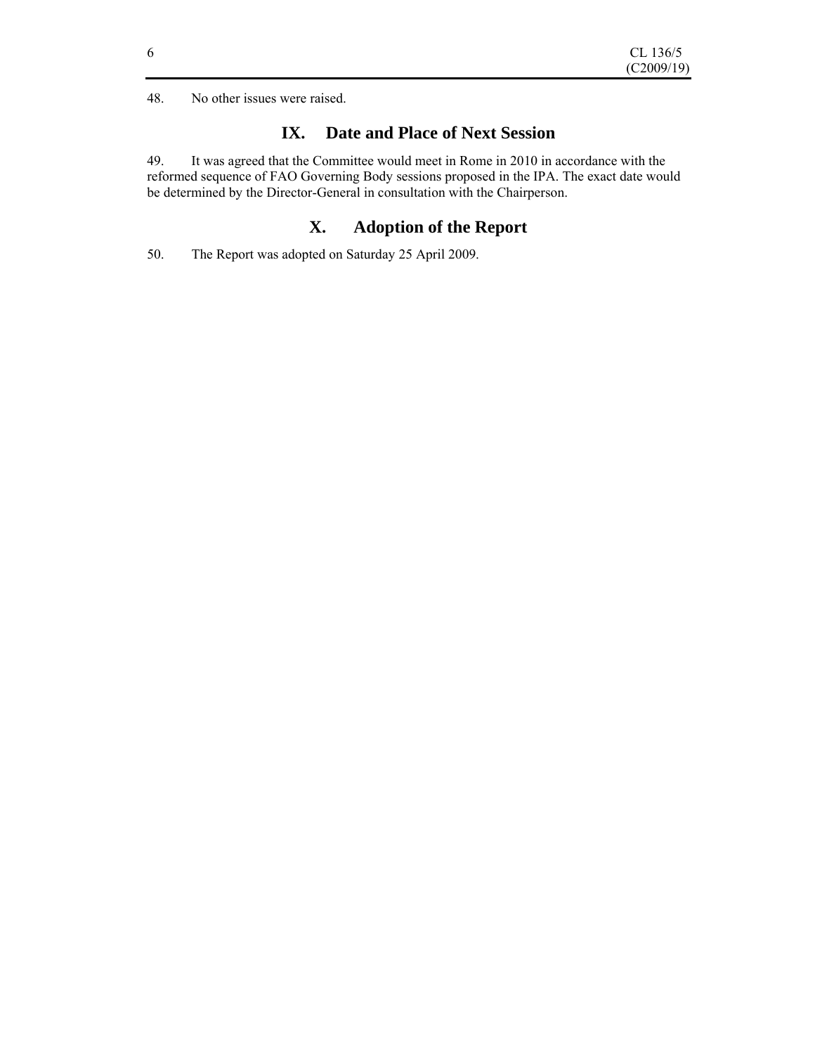48. No other issues were raised.

## IX. Date and Place of Next Session

49. It was agreed that the Committee would meet in Rome in 2010 in accordance with the reformed sequence of FAO Governing Body sessions proposed in the IPA. The exact date would be determined by the Director-General in consultation with the Chairperson.

## X. Adoption of the Report

50. The Report was adopted on Saturday 25 April 2009.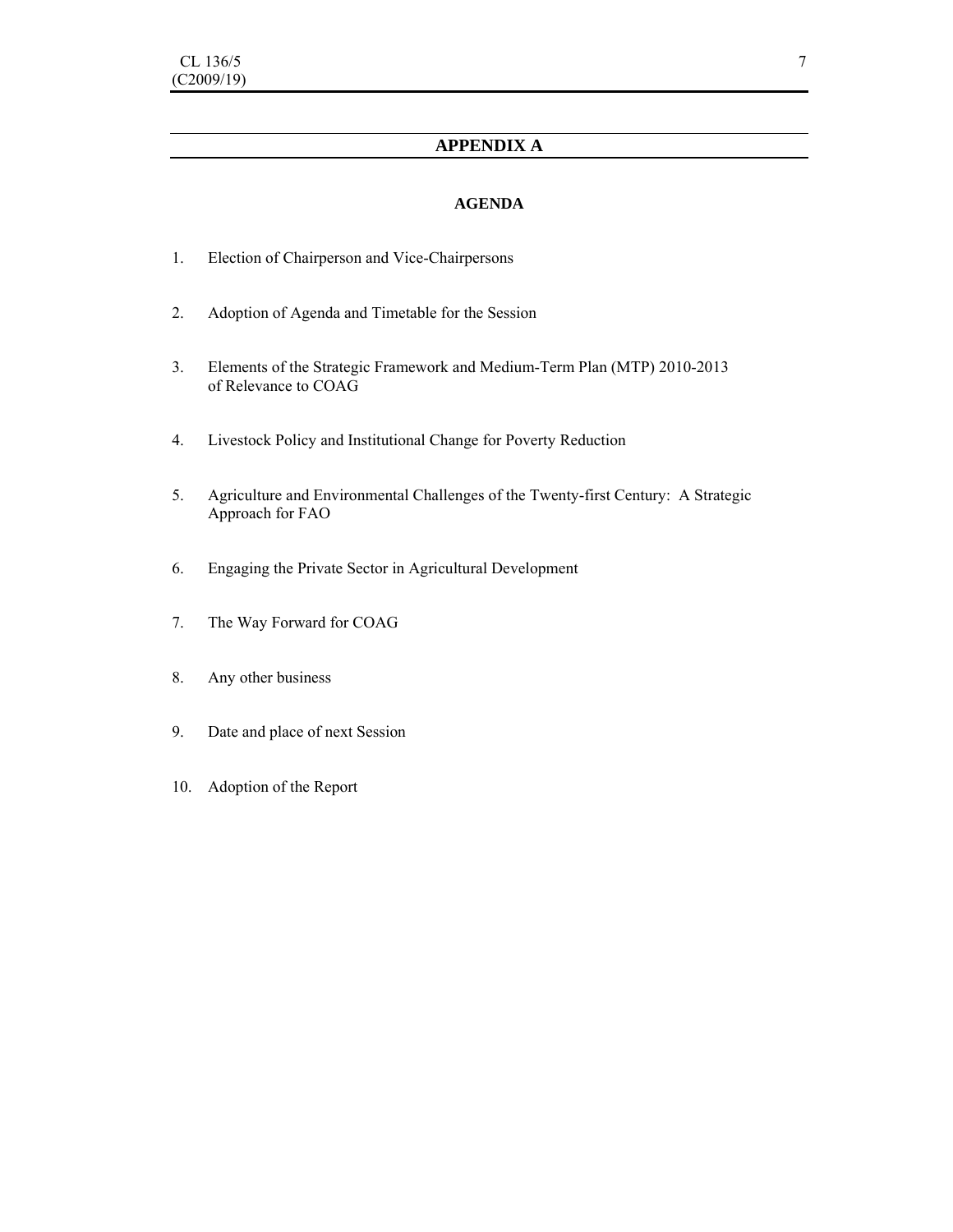# APPENDIX A

## AGENDA

1. Election of Chairperson and Vice-Chairpersons

2. Adoption of Agenda and Timetable for the Session

3. Elements of the Strategic Framework and Medium-Term Plan (MTP) 2010-2013 of Relevance to COAG

4. Livestock Policy and Institutional Change for Poverty Reduction

5. Agriculture and Environmental Challenges of the Twenty-first Century: A Strategic Approach for FAO

6. Engaging the Private Sector in Agricultural Development

7. The Way Forward for COAG

8. Any other business

9. Date and place of next Session

10. Adoption of the Report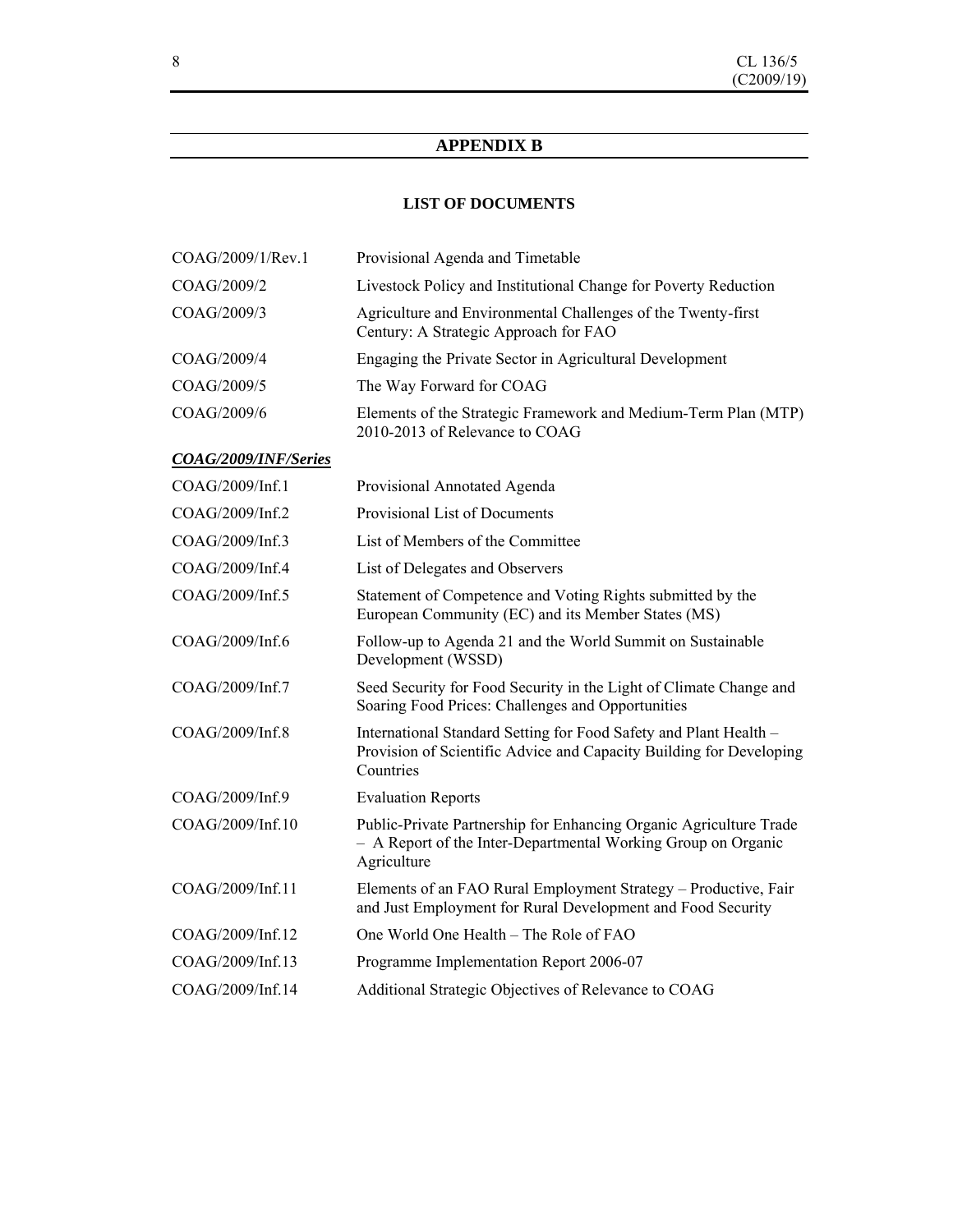## APPENDIX B

### LIST OF DOCUMENTS

| | |
|---|---|
| COAG/2009/1/Rev.1 | Provisional Agenda and Timetable |
| COAG/2009/2 | Livestock Policy and Institutional Change for Poverty Reduction |
| COAG/2009/3 | Agriculture and Environmental Challenges of the Twenty-first Century: A Strategic Approach for FAO |
| COAG/2009/4 | Engaging the Private Sector in Agricultural Development |
| COAG/2009/5 | The Way Forward for COAG |
| COAG/2009/6 | Elements of the Strategic Framework and Medium-Term Plan (MTP) 2010-2013 of Relevance to COAG |

***COAG/2009/INF/Series***

| | |
|---|---|
| COAG/2009/Inf.1 | Provisional Annotated Agenda |
| COAG/2009/Inf.2 | Provisional List of Documents |
| COAG/2009/Inf.3 | List of Members of the Committee |
| COAG/2009/Inf.4 | List of Delegates and Observers |
| COAG/2009/Inf.5 | Statement of Competence and Voting Rights submitted by the European Community (EC) and its Member States (MS) |
| COAG/2009/Inf.6 | Follow-up to Agenda 21 and the World Summit on Sustainable Development (WSSD) |
| COAG/2009/Inf.7 | Seed Security for Food Security in the Light of Climate Change and Soaring Food Prices: Challenges and Opportunities |
| COAG/2009/Inf.8 | International Standard Setting for Food Safety and Plant Health – Provision of Scientific Advice and Capacity Building for Developing Countries |
| COAG/2009/Inf.9 | Evaluation Reports |
| COAG/2009/Inf.10 | Public-Private Partnership for Enhancing Organic Agriculture Trade – A Report of the Inter-Departmental Working Group on Organic Agriculture |
| COAG/2009/Inf.11 | Elements of an FAO Rural Employment Strategy – Productive, Fair and Just Employment for Rural Development and Food Security |
| COAG/2009/Inf.12 | One World One Health – The Role of FAO |
| COAG/2009/Inf.13 | Programme Implementation Report 2006-07 |
| COAG/2009/Inf.14 | Additional Strategic Objectives of Relevance to COAG |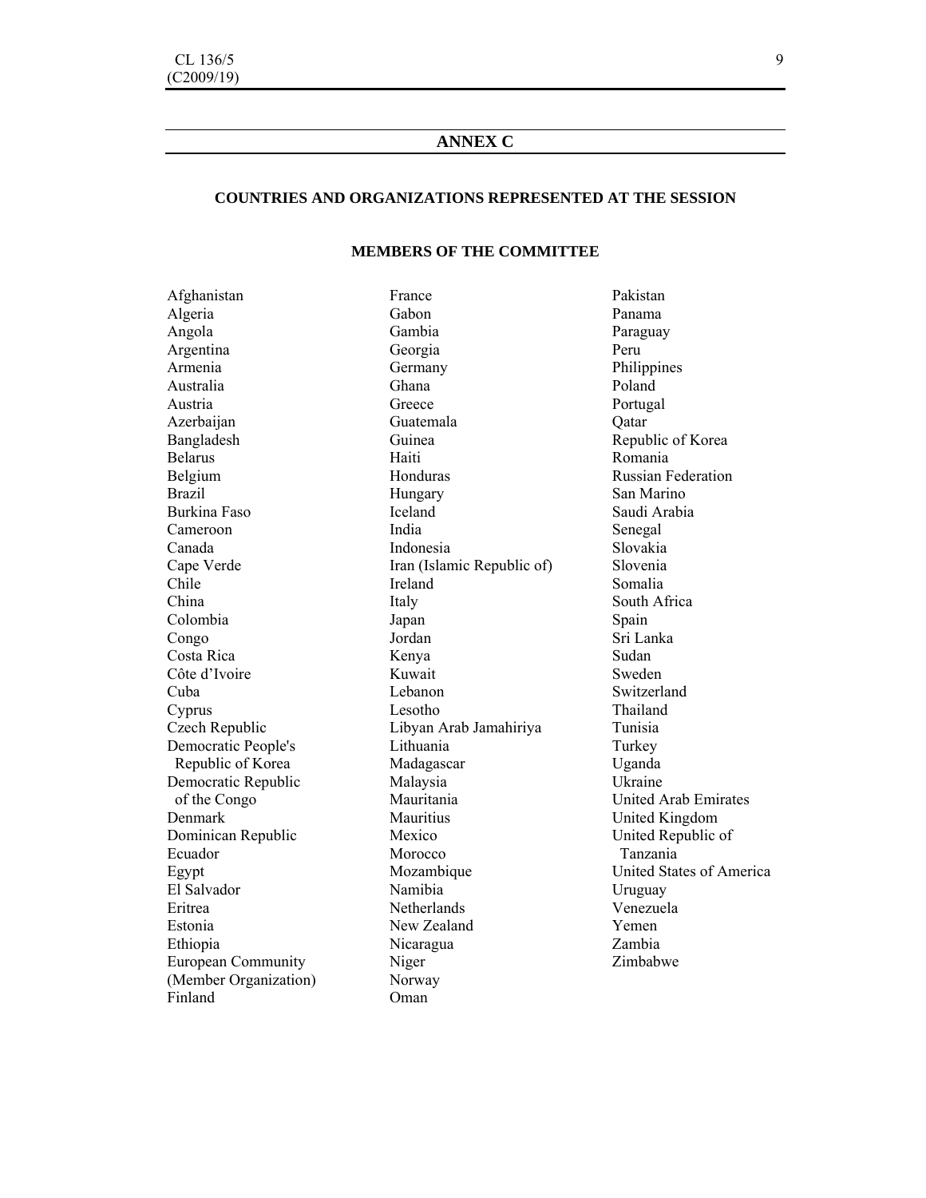## ANNEX C

### COUNTRIES AND ORGANIZATIONS REPRESENTED AT THE SESSION

#### MEMBERS OF THE COMMITTEE

Afghanistan
Algeria
Angola
Argentina
Armenia
Australia
Austria
Azerbaijan
Bangladesh
Belarus
Belgium
Brazil
Burkina Faso
Cameroon
Canada
Cape Verde
Chile
China
Colombia
Congo
Costa Rica
Côte d'Ivoire
Cuba
Cyprus
Czech Republic
Democratic People's Republic of Korea
Democratic Republic of the Congo
Denmark
Dominican Republic
Ecuador
Egypt
El Salvador
Eritrea
Estonia
Ethiopia
European Community (Member Organization)
Finland
France
Gabon
Gambia
Georgia
Germany
Ghana
Greece
Guatemala
Guinea
Haiti
Honduras
Hungary
Iceland
India
Indonesia
Iran (Islamic Republic of)
Ireland
Italy
Japan
Jordan
Kenya
Kuwait
Lebanon
Lesotho
Libyan Arab Jamahiriya
Lithuania
Madagascar
Malaysia
Mauritania
Mauritius
Mexico
Morocco
Mozambique
Namibia
Netherlands
New Zealand
Nicaragua
Niger
Norway
Oman
Pakistan
Panama
Paraguay
Peru
Philippines
Poland
Portugal
Qatar
Republic of Korea
Romania
Russian Federation
San Marino
Saudi Arabia
Senegal
Slovakia
Slovenia
Somalia
South Africa
Spain
Sri Lanka
Sudan
Sweden
Switzerland
Thailand
Tunisia
Turkey
Uganda
Ukraine
United Arab Emirates
United Kingdom
United Republic of Tanzania
United States of America
Uruguay
Venezuela
Yemen
Zambia
Zimbabwe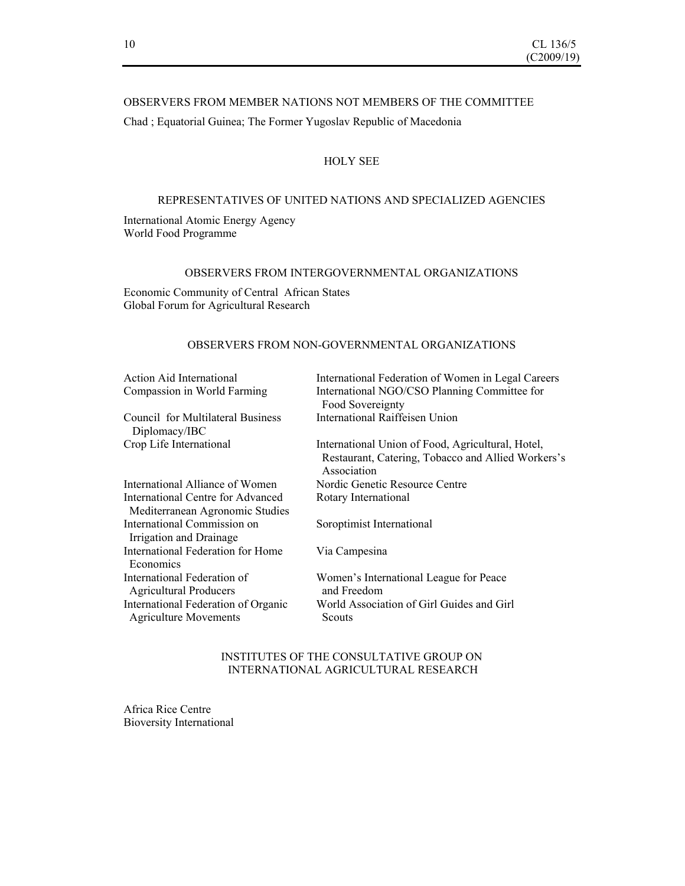OBSERVERS FROM MEMBER NATIONS NOT MEMBERS OF THE COMMITTEE

Chad ; Equatorial Guinea; The Former Yugoslav Republic of Macedonia

HOLY SEE

REPRESENTATIVES OF UNITED NATIONS AND SPECIALIZED AGENCIES

International Atomic Energy Agency
World Food Programme

OBSERVERS FROM INTERGOVERNMENTAL ORGANIZATIONS

Economic Community of Central African States
Global Forum for Agricultural Research

OBSERVERS FROM NON-GOVERNMENTAL ORGANIZATIONS

Action Aid International
Compassion in World Farming
Council for Multilateral Business Diplomacy/IBC
Crop Life International
International Alliance of Women
International Centre for Advanced Mediterranean Agronomic Studies
International Commission on Irrigation and Drainage
International Federation for Home Economics
International Federation of Agricultural Producers
International Federation of Organic Agriculture Movements
International Federation of Women in Legal Careers
International NGO/CSO Planning Committee for Food Sovereignty
International Raiffeisen Union
International Union of Food, Agricultural, Hotel, Restaurant, Catering, Tobacco and Allied Workers's Association
Nordic Genetic Resource Centre
Rotary International
Soroptimist International
Via Campesina
Women's International League for Peace and Freedom
World Association of Girl Guides and Girl Scouts

INSTITUTES OF THE CONSULTATIVE GROUP ON INTERNATIONAL AGRICULTURAL RESEARCH

Africa Rice Centre
Bioversity International